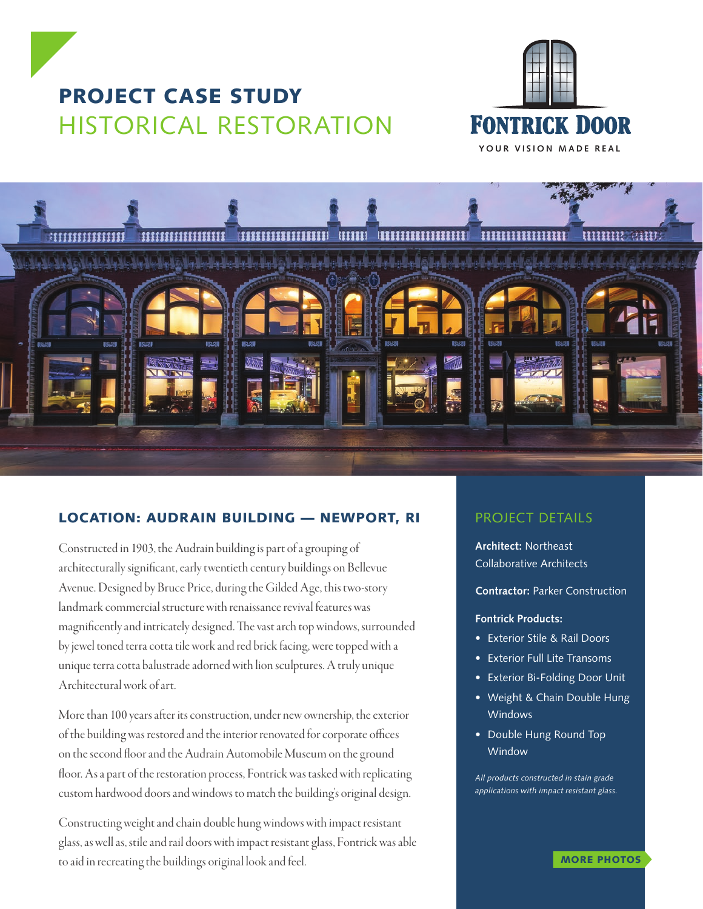# PROJECT CASE STUDY
## HISTORICAL RESTORATION

FONTRICK DOOR

YOUR VISION MADE REAL

### LOCATION: AUDRAIN BUILDING — NEWPORT, RI

Constructed in 1903, the Audrain building is part of a grouping of architecturally significant, early twentieth century buildings on Bellevue Avenue. Designed by Bruce Price, during the Gilded Age, this two-story landmark commercial structure with renaissance revival features was magnificently and intricately designed. The vast arch top windows, surrounded by jewel toned terra cotta tile work and red brick facing, were topped with a unique terra cotta balustrade adorned with lion sculptures. A truly unique Architectural work of art.

More than 100 years after its construction, under new ownership, the exterior of the building was restored and the interior renovated for corporate offices on the second floor and the Audrain Automobile Museum on the ground floor. As a part of the restoration process, Fontrick was tasked with replicating custom hardwood doors and windows to match the building's original design.

Constructing weight and chain double hung windows with impact resistant glass, as well as, stile and rail doors with impact resistant glass, Fontrick was able to aid in recreating the buildings original look and feel.

### PROJECT DETAILS

**Architect:** Northeast Collaborative Architects

**Contractor:** Parker Construction

**Fontrick Products:**

- Exterior Stile & Rail Doors
- Exterior Full Lite Transoms
- Exterior Bi-Folding Door Unit
- Weight & Chain Double Hung Windows
- Double Hung Round Top Window

*All products constructed in stain grade applications with impact resistant glass.*

MORE PHOTOS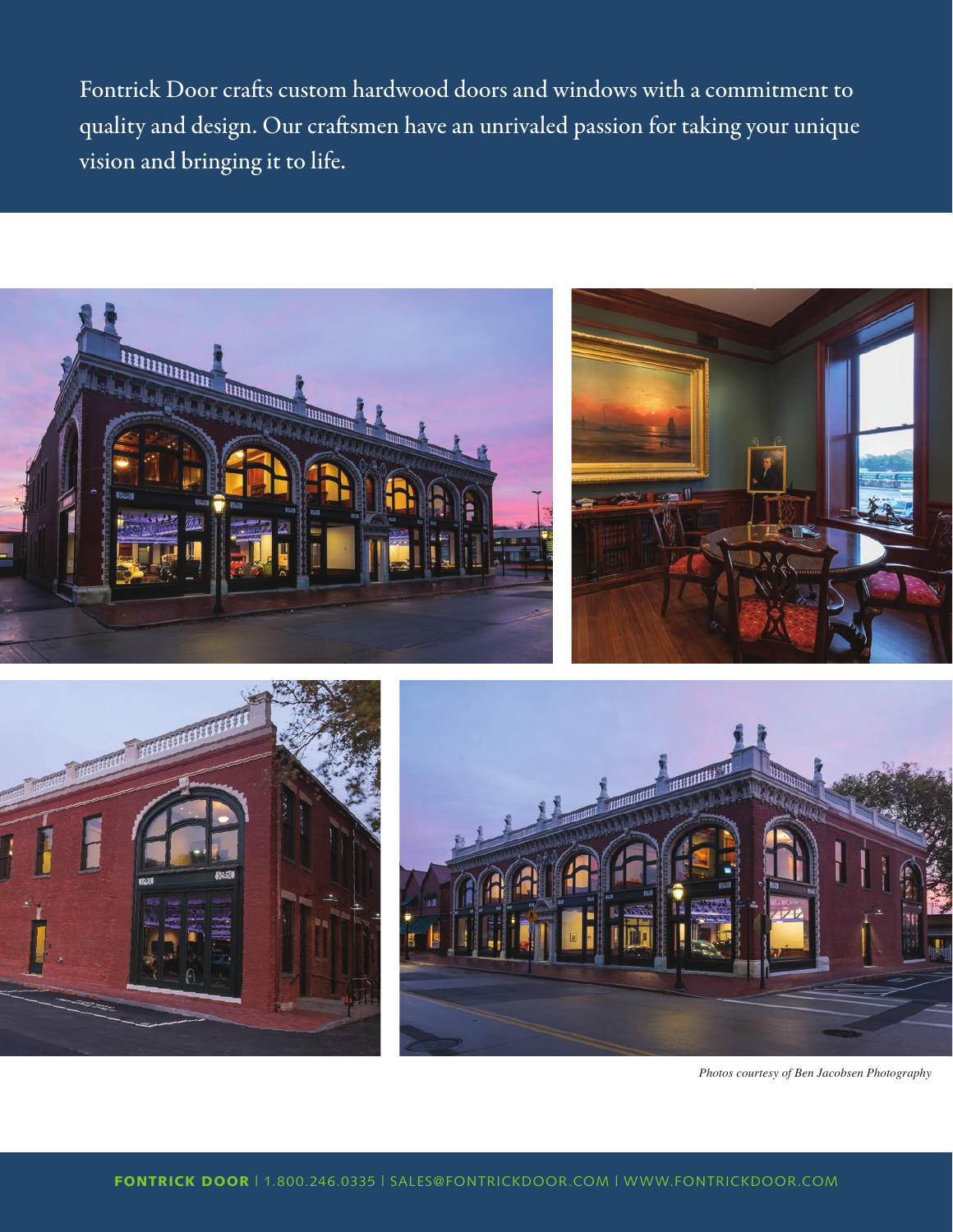Fontrick Door crafts custom hardwood doors and windows with a commitment to quality and design. Our craftsmen have an unrivaled passion for taking your unique vision and bringing it to life.

*Photos courtesy of Ben Jacobsen Photography*

**FONTRICK DOOR** | 1.800.246.0335 | SALES@FONTRICKDOOR.COM | WWW.FONTRICKDOOR.COM